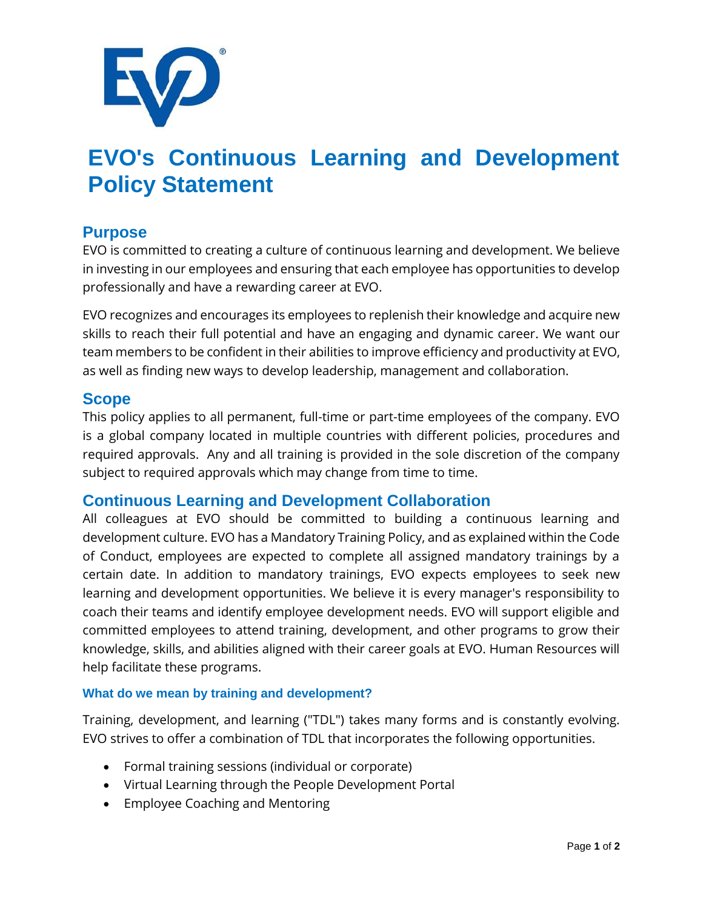# EVO's Continuous Learning and Development Policy Statement

## Purpose

EVO is committed to creating a culture of continuous learning and development. We believe in investing in our employees and ensuring that each employee has opportunities to develop professionally and have a rewarding career at EVO.

EVO recognizes and encourages its employees to replenish their knowledge and acquire new skills to reach their full potential and have an engaging and dynamic career. We want our team members to be confident in their abilities to improve efficiency and productivity at EVO, as well as finding new ways to develop leadership, management and collaboration.

## Scope

This policy applies to all permanent, full-time or part-time employees of the company. EVO is a global company located in multiple countries with different policies, procedures and required approvals. Any and all training is provided in the sole discretion of the company subject to required approvals which may change from time to time.

## Continuous Learning and Development Collaboration

All colleagues at EVO should be committed to building a continuous learning and development culture. EVO has a Mandatory Training Policy, and as explained within the Code of Conduct, employees are expected to complete all assigned mandatory trainings by a certain date. In addition to mandatory trainings, EVO expects employees to seek new learning and development opportunities. We believe it is every manager's responsibility to coach their teams and identify employee development needs. EVO will support eligible and committed employees to attend training, development, and other programs to grow their knowledge, skills, and abilities aligned with their career goals at EVO. Human Resources will help facilitate these programs.

### What do we mean by training and development?

Training, development, and learning ("TDL") takes many forms and is constantly evolving. EVO strives to offer a combination of TDL that incorporates the following opportunities.

- Formal training sessions (individual or corporate)
- Virtual Learning through the People Development Portal
- Employee Coaching and Mentoring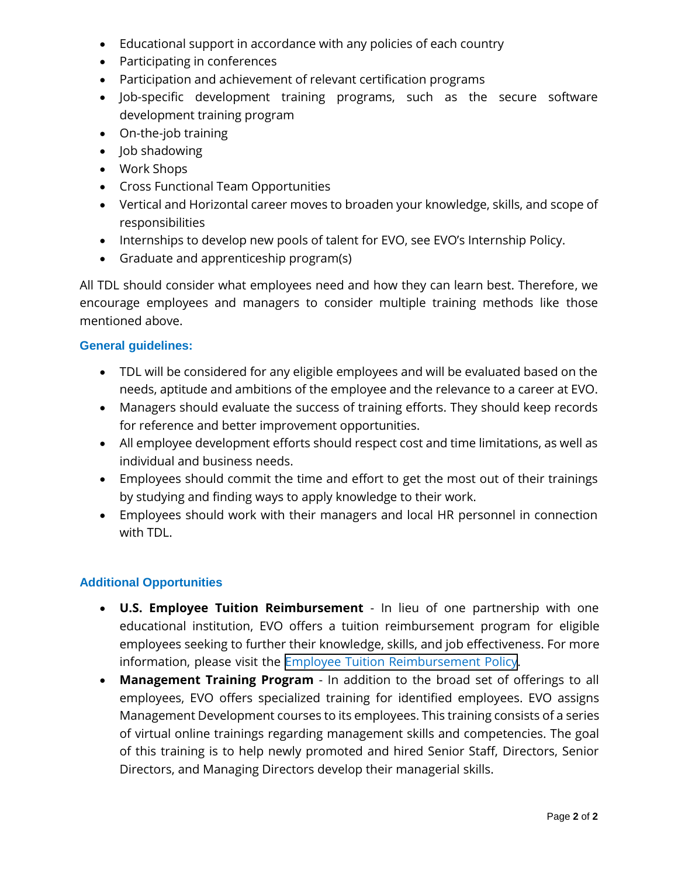- Educational support in accordance with any policies of each country
- Participating in conferences
- Participation and achievement of relevant certification programs
- Job-specific development training programs, such as the secure software development training program
- On-the-job training
- Job shadowing
- Work Shops
- Cross Functional Team Opportunities
- Vertical and Horizontal career moves to broaden your knowledge, skills, and scope of responsibilities
- Internships to develop new pools of talent for EVO, see EVO's Internship Policy.
- Graduate and apprenticeship program(s)

All TDL should consider what employees need and how they can learn best. Therefore, we encourage employees and managers to consider multiple training methods like those mentioned above.

### General guidelines:

- TDL will be considered for any eligible employees and will be evaluated based on the needs, aptitude and ambitions of the employee and the relevance to a career at EVO.
- Managers should evaluate the success of training efforts. They should keep records for reference and better improvement opportunities.
- All employee development efforts should respect cost and time limitations, as well as individual and business needs.
- Employees should commit the time and effort to get the most out of their trainings by studying and finding ways to apply knowledge to their work.
- Employees should work with their managers and local HR personnel in connection with TDL.

### Additional Opportunities

- **U.S. Employee Tuition Reimbursement** - In lieu of one partnership with one educational institution, EVO offers a tuition reimbursement program for eligible employees seeking to further their knowledge, skills, and job effectiveness. For more information, please visit the Employee Tuition Reimbursement Policy.
- **Management Training Program** - In addition to the broad set of offerings to all employees, EVO offers specialized training for identified employees. EVO assigns Management Development courses to its employees. This training consists of a series of virtual online trainings regarding management skills and competencies. The goal of this training is to help newly promoted and hired Senior Staff, Directors, Senior Directors, and Managing Directors develop their managerial skills.